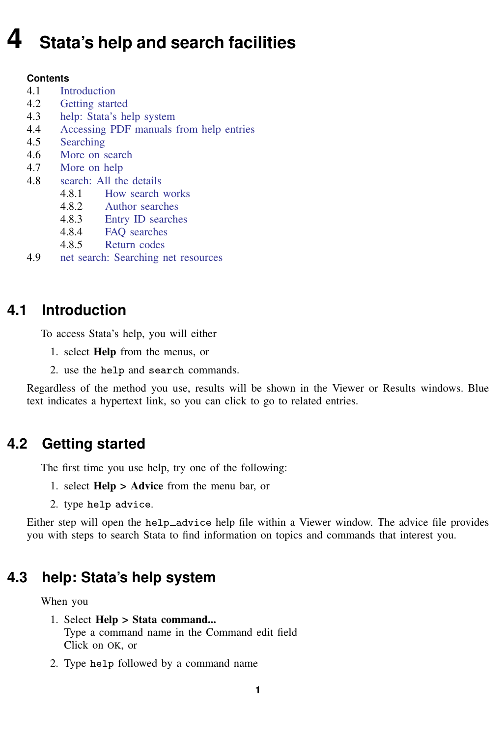# 4 Stata's help and search facilities

**Contents**

4.1 Introduction
4.2 Getting started
4.3 help: Stata's help system
4.4 Accessing PDF manuals from help entries
4.5 Searching
4.6 More on search
4.7 More on help
4.8 search: All the details
  4.8.1 How search works
  4.8.2 Author searches
  4.8.3 Entry ID searches
  4.8.4 FAQ searches
  4.8.5 Return codes
4.9 net search: Searching net resources

## 4.1 Introduction

To access Stata's help, you will either

1. select **Help** from the menus, or
2. use the `help` and `search` commands.

Regardless of the method you use, results will be shown in the Viewer or Results windows. Blue text indicates a hypertext link, so you can click to go to related entries.

## 4.2 Getting started

The first time you use help, try one of the following:

1. select **Help > Advice** from the menu bar, or
2. type `help advice`.

Either step will open the `help_advice` help file within a Viewer window. The advice file provides you with steps to search Stata to find information on topics and commands that interest you.

## 4.3 help: Stata's help system

When you

1. Select **Help > Stata command...**
   Type a command name in the Command edit field
   Click on OK, or
2. Type `help` followed by a command name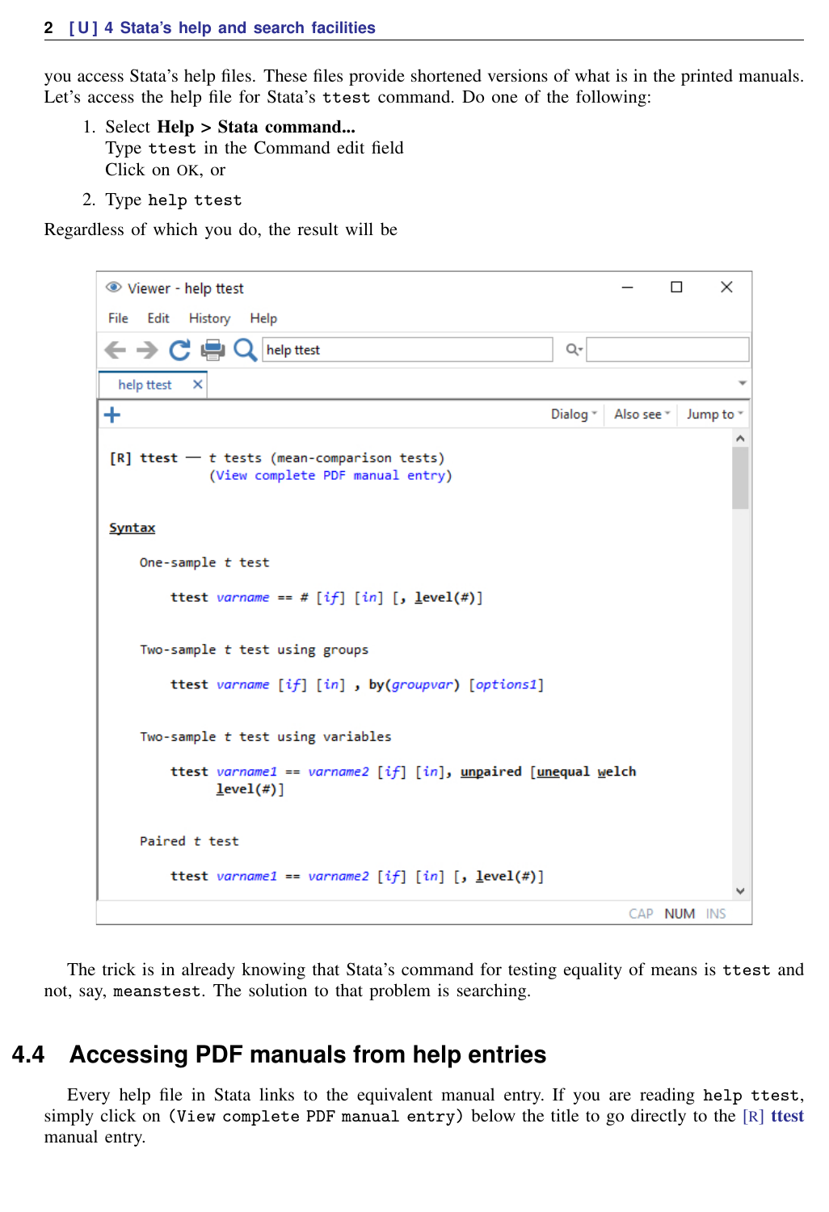you access Stata's help files. These files provide shortened versions of what is in the printed manuals. Let's access the help file for Stata's `ttest` command. Do one of the following:

1. Select **Help > Stata command...**
   Type `ttest` in the Command edit field
   Click on OK, or
2. Type `help ttest`

Regardless of which you do, the result will be

```
Viewer - help ttest
File  Edit  History  Help
help ttest

[R] ttest — t tests (mean-comparison tests)
        (View complete PDF manual entry)

Syntax

    One-sample t test

        ttest varname == # [if] [in] [, level(#)]

    Two-sample t test using groups

        ttest varname [if] [in] , by(groupvar) [options1]

    Two-sample t test using variables

        ttest varname1 == varname2 [if] [in], unpaired [unequal welch
              level(#)]

    Paired t test

        ttest varname1 == varname2 [if] [in] [, level(#)]
```

The trick is in already knowing that Stata's command for testing equality of means is `ttest` and not, say, `meanstest`. The solution to that problem is searching.

## 4.4 Accessing PDF manuals from help entries

Every help file in Stata links to the equivalent manual entry. If you are reading `help ttest`, simply click on `(View complete PDF manual entry)` below the title to go directly to the [R] **ttest** manual entry.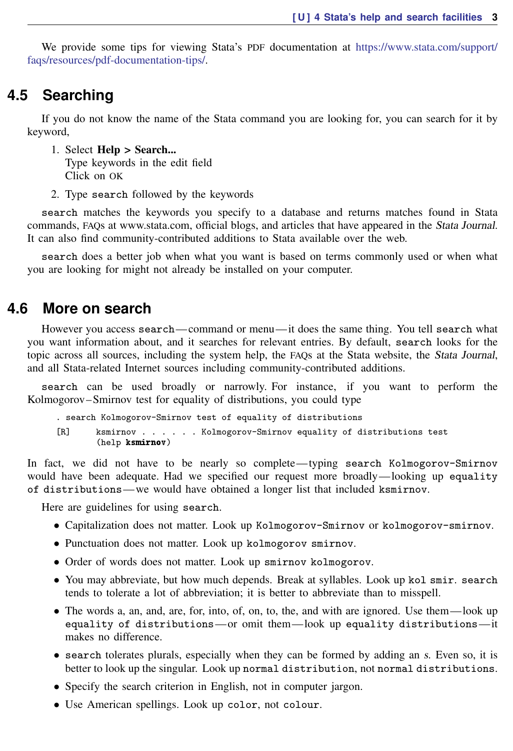We provide some tips for viewing Stata's PDF documentation at https://www.stata.com/support/faqs/resources/pdf-documentation-tips/.

## 4.5 Searching

If you do not know the name of the Stata command you are looking for, you can search for it by keyword,

1. Select **Help > Search...**
   Type keywords in the edit field
   Click on OK
2. Type `search` followed by the keywords

`search` matches the keywords you specify to a database and returns matches found in Stata commands, FAQs at www.stata.com, official blogs, and articles that have appeared in the *Stata Journal*. It can also find community-contributed additions to Stata available over the web.

`search` does a better job when what you want is based on terms commonly used or when what you are looking for might not already be installed on your computer.

## 4.6 More on search

However you access `search`—command or menu—it does the same thing. You tell `search` what you want information about, and it searches for relevant entries. By default, `search` looks for the topic across all sources, including the system help, the FAQs at the Stata website, the *Stata Journal*, and all Stata-related Internet sources including community-contributed additions.

`search` can be used broadly or narrowly. For instance, if you want to perform the Kolmogorov–Smirnov test for equality of distributions, you could type

```
. search Kolmogorov-Smirnov test of equality of distributions
[R]     ksmirnov . . . . . . Kolmogorov-Smirnov equality of distributions test
        (help ksmirnov)
```

In fact, we did not have to be nearly so complete—typing `search Kolmogorov-Smirnov` would have been adequate. Had we specified our request more broadly—looking up `equality of distributions`—we would have obtained a longer list that included `ksmirnov`.

Here are guidelines for using `search`.

- Capitalization does not matter. Look up `Kolmogorov-Smirnov` or `kolmogorov-smirnov`.
- Punctuation does not matter. Look up `kolmogorov smirnov`.
- Order of words does not matter. Look up `smirnov kolmogorov`.
- You may abbreviate, but how much depends. Break at syllables. Look up `kol smir`. `search` tends to tolerate a lot of abbreviation; it is better to abbreviate than to misspell.
- The words a, an, and, are, for, into, of, on, to, the, and with are ignored. Use them—look up `equality of distributions`—or omit them—look up `equality distributions`—it makes no difference.
- `search` tolerates plurals, especially when they can be formed by adding an *s*. Even so, it is better to look up the singular. Look up `normal distribution`, not `normal distributions`.
- Specify the search criterion in English, not in computer jargon.
- Use American spellings. Look up `color`, not `colour`.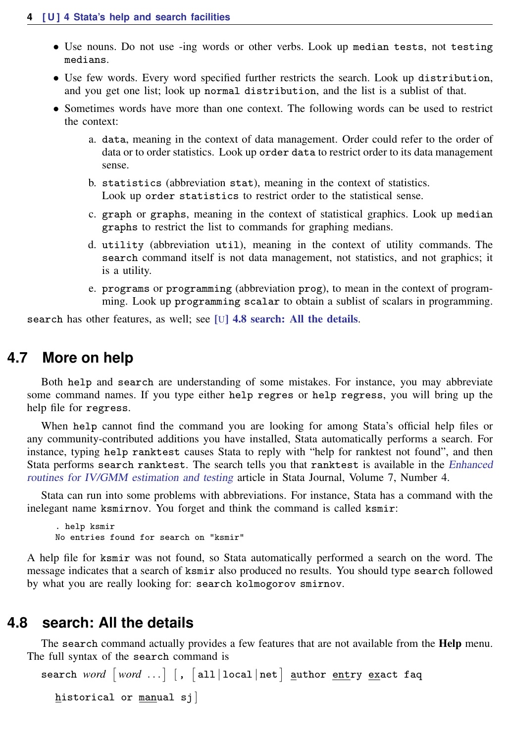- Use nouns. Do not use -ing words or other verbs. Look up `median tests`, not `testing medians`.
- Use few words. Every word specified further restricts the search. Look up `distribution`, and you get one list; look up `normal distribution`, and the list is a sublist of that.
- Sometimes words have more than one context. The following words can be used to restrict the context:

  a. `data`, meaning in the context of data management. Order could refer to the order of data or to order statistics. Look up `order data` to restrict order to its data management sense.

  b. `statistics` (abbreviation `stat`), meaning in the context of statistics. Look up `order statistics` to restrict order to the statistical sense.

  c. `graph` or `graphs`, meaning in the context of statistical graphics. Look up `median graphs` to restrict the list to commands for graphing medians.

  d. `utility` (abbreviation `util`), meaning in the context of utility commands. The `search` command itself is not data management, not statistics, and not graphics; it is a utility.

  e. `programs` or `programming` (abbreviation `prog`), to mean in the context of programming. Look up `programming scalar` to obtain a sublist of scalars in programming.

`search` has other features, as well; see **[U] 4.8 search: All the details**.

## 4.7 More on help

Both `help` and `search` are understanding of some mistakes. For instance, you may abbreviate some command names. If you type either `help regres` or `help regress`, you will bring up the help file for `regress`.

When `help` cannot find the command you are looking for among Stata's official help files or any community-contributed additions you have installed, Stata automatically performs a search. For instance, typing `help ranktest` causes Stata to reply with "help for ranktest not found", and then Stata performs `search ranktest`. The search tells you that `ranktest` is available in the *Enhanced routines for IV/GMM estimation and testing* article in Stata Journal, Volume 7, Number 4.

Stata can run into some problems with abbreviations. For instance, Stata has a command with the inelegant name `ksmirnov`. You forget and think the command is called `ksmir`:

```
. help ksmir
No entries found for search on "ksmir"
```

A help file for `ksmir` was not found, so Stata automatically performed a search on the word. The message indicates that a search of `ksmir` also produced no results. You should type `search` followed by what you are really looking for: `search kolmogorov smirnov`.

## 4.8 search: All the details

The `search` command actually provides a few features that are not available from the **Help** menu. The full syntax of the `search` command is

```
search word [word ...] [, [all|local|net] author entry exact faq
    historical or manual sj]
```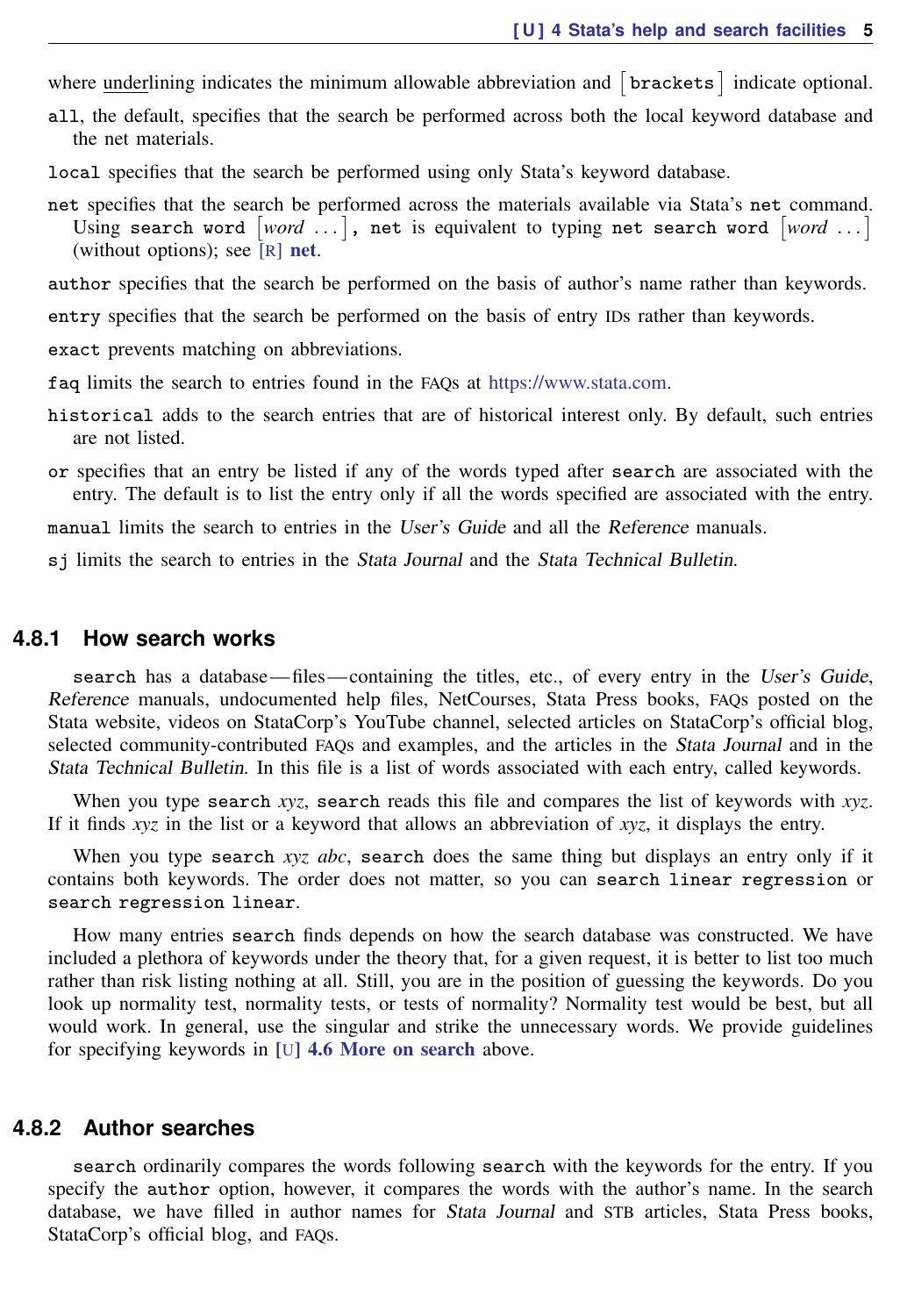where underlining indicates the minimum allowable abbreviation and [brackets] indicate optional.

`all`, the default, specifies that the search be performed across both the local keyword database and the net materials.

`local` specifies that the search be performed using only Stata's keyword database.

`net` specifies that the search be performed across the materials available via Stata's `net` command. Using `search word` [*word* ...]`, net` is equivalent to typing `net search word` [*word* ...] (without options); see [R] **net**.

`author` specifies that the search be performed on the basis of author's name rather than keywords.

`entry` specifies that the search be performed on the basis of entry IDs rather than keywords.

`exact` prevents matching on abbreviations.

`faq` limits the search to entries found in the FAQs at https://www.stata.com.

`historical` adds to the search entries that are of historical interest only. By default, such entries are not listed.

`or` specifies that an entry be listed if any of the words typed after `search` are associated with the entry. The default is to list the entry only if all the words specified are associated with the entry.

`manual` limits the search to entries in the *User's Guide* and all the *Reference* manuals.

`sj` limits the search to entries in the *Stata Journal* and the *Stata Technical Bulletin*.

### 4.8.1 How search works

`search` has a database—files—containing the titles, etc., of every entry in the *User's Guide*, *Reference* manuals, undocumented help files, NetCourses, Stata Press books, FAQs posted on the Stata website, videos on StataCorp's YouTube channel, selected articles on StataCorp's official blog, selected community-contributed FAQs and examples, and the articles in the *Stata Journal* and in the *Stata Technical Bulletin*. In this file is a list of words associated with each entry, called keywords.

When you type `search` *xyz*, `search` reads this file and compares the list of keywords with *xyz*. If it finds *xyz* in the list or a keyword that allows an abbreviation of *xyz*, it displays the entry.

When you type `search` *xyz abc*, `search` does the same thing but displays an entry only if it contains both keywords. The order does not matter, so you can `search linear regression` or `search regression linear`.

How many entries `search` finds depends on how the search database was constructed. We have included a plethora of keywords under the theory that, for a given request, it is better to list too much rather than risk listing nothing at all. Still, you are in the position of guessing the keywords. Do you look up normality test, normality tests, or tests of normality? Normality test would be best, but all would work. In general, use the singular and strike the unnecessary words. We provide guidelines for specifying keywords in [U] **4.6 More on search** above.

### 4.8.2 Author searches

`search` ordinarily compares the words following `search` with the keywords for the entry. If you specify the `author` option, however, it compares the words with the author's name. In the search database, we have filled in author names for *Stata Journal* and STB articles, Stata Press books, StataCorp's official blog, and FAQs.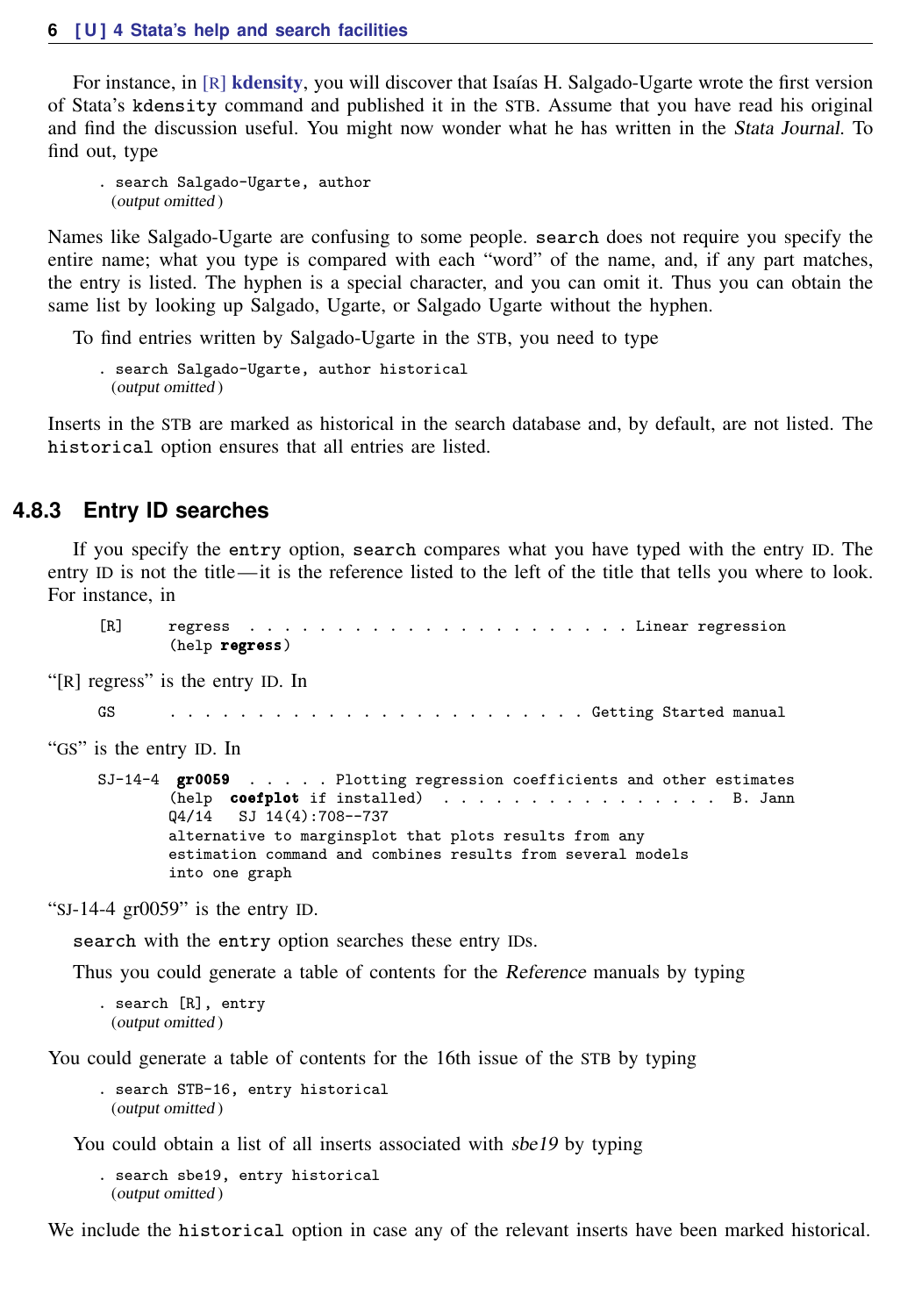For instance, in [R] **kdensity**, you will discover that Isaías H. Salgado-Ugarte wrote the first version of Stata's `kdensity` command and published it in the STB. Assume that you have read his original and find the discussion useful. You might now wonder what he has written in the *Stata Journal*. To find out, type

```
. search Salgado-Ugarte, author
  (output omitted)
```

Names like Salgado-Ugarte are confusing to some people. `search` does not require you specify the entire name; what you type is compared with each "word" of the name, and, if any part matches, the entry is listed. The hyphen is a special character, and you can omit it. Thus you can obtain the same list by looking up Salgado, Ugarte, or Salgado Ugarte without the hyphen.

To find entries written by Salgado-Ugarte in the STB, you need to type

```
. search Salgado-Ugarte, author historical
  (output omitted)
```

Inserts in the STB are marked as historical in the search database and, by default, are not listed. The `historical` option ensures that all entries are listed.

### 4.8.3 Entry ID searches

If you specify the `entry` option, `search` compares what you have typed with the entry ID. The entry ID is not the title—it is the reference listed to the left of the title that tells you where to look. For instance, in

```
[R]     regress  . . . . . . . . . . . . . . . . . . . . . . . Linear regression
        (help regress)
```

"[R] regress" is the entry ID. In

```
GS      . . . . . . . . . . . . . . . . . . . . . . . . . Getting Started manual
```

"GS" is the entry ID. In

```
SJ-14-4  gr0059  . . . . . Plotting regression coefficients and other estimates
        (help coefplot if installed)  . . . . . . . . . . . . . . . .  B. Jann
        Q4/14   SJ 14(4):708--737
        alternative to marginsplot that plots results from any
        estimation command and combines results from several models
        into one graph
```

"SJ-14-4 gr0059" is the entry ID.

`search` with the `entry` option searches these entry IDs.

Thus you could generate a table of contents for the *Reference* manuals by typing

```
. search [R], entry
  (output omitted)
```

You could generate a table of contents for the 16th issue of the STB by typing

```
. search STB-16, entry historical
  (output omitted)
```

You could obtain a list of all inserts associated with *sbe19* by typing

```
. search sbe19, entry historical
  (output omitted)
```

We include the `historical` option in case any of the relevant inserts have been marked historical.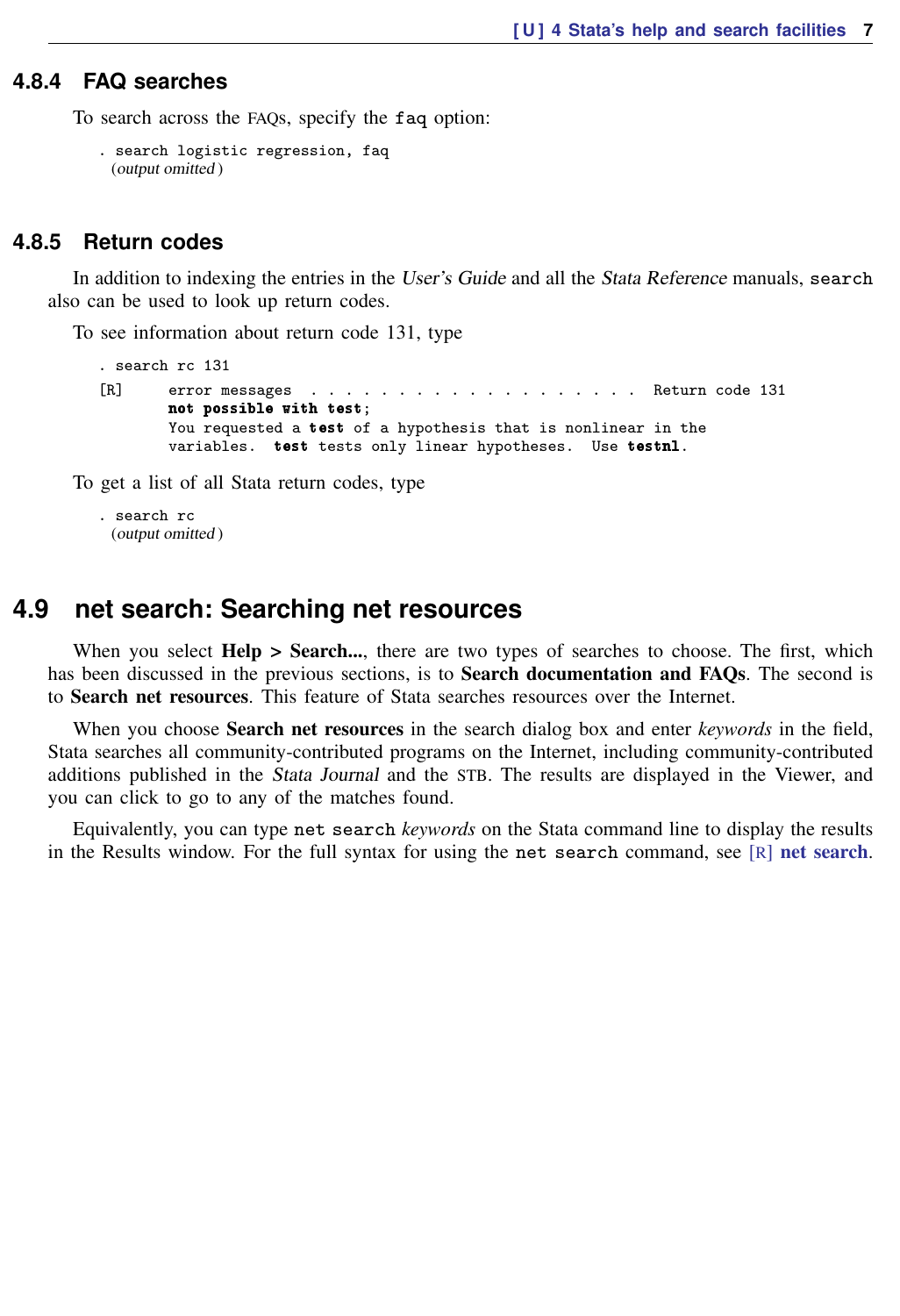### 4.8.4 FAQ searches

To search across the FAQs, specify the `faq` option:

```
. search logistic regression, faq
  (output omitted)
```

### 4.8.5 Return codes

In addition to indexing the entries in the *User's Guide* and all the *Stata Reference* manuals, `search` also can be used to look up return codes.

To see information about return code 131, type

```
. search rc 131
[R]     error messages  . . . . . . . . . . . . . . . . . .  Return code 131
        not possible with test;
        You requested a test of a hypothesis that is nonlinear in the
        variables.  test tests only linear hypotheses.  Use testnl.
```

To get a list of all Stata return codes, type

```
. search rc
  (output omitted)
```

## 4.9 net search: Searching net resources

When you select **Help > Search...**, there are two types of searches to choose. The first, which has been discussed in the previous sections, is to **Search documentation and FAQs**. The second is to **Search net resources**. This feature of Stata searches resources over the Internet.

When you choose **Search net resources** in the search dialog box and enter *keywords* in the field, Stata searches all community-contributed programs on the Internet, including community-contributed additions published in the *Stata Journal* and the STB. The results are displayed in the Viewer, and you can click to go to any of the matches found.

Equivalently, you can type `net search` *keywords* on the Stata command line to display the results in the Results window. For the full syntax for using the `net search` command, see [R] **net search**.